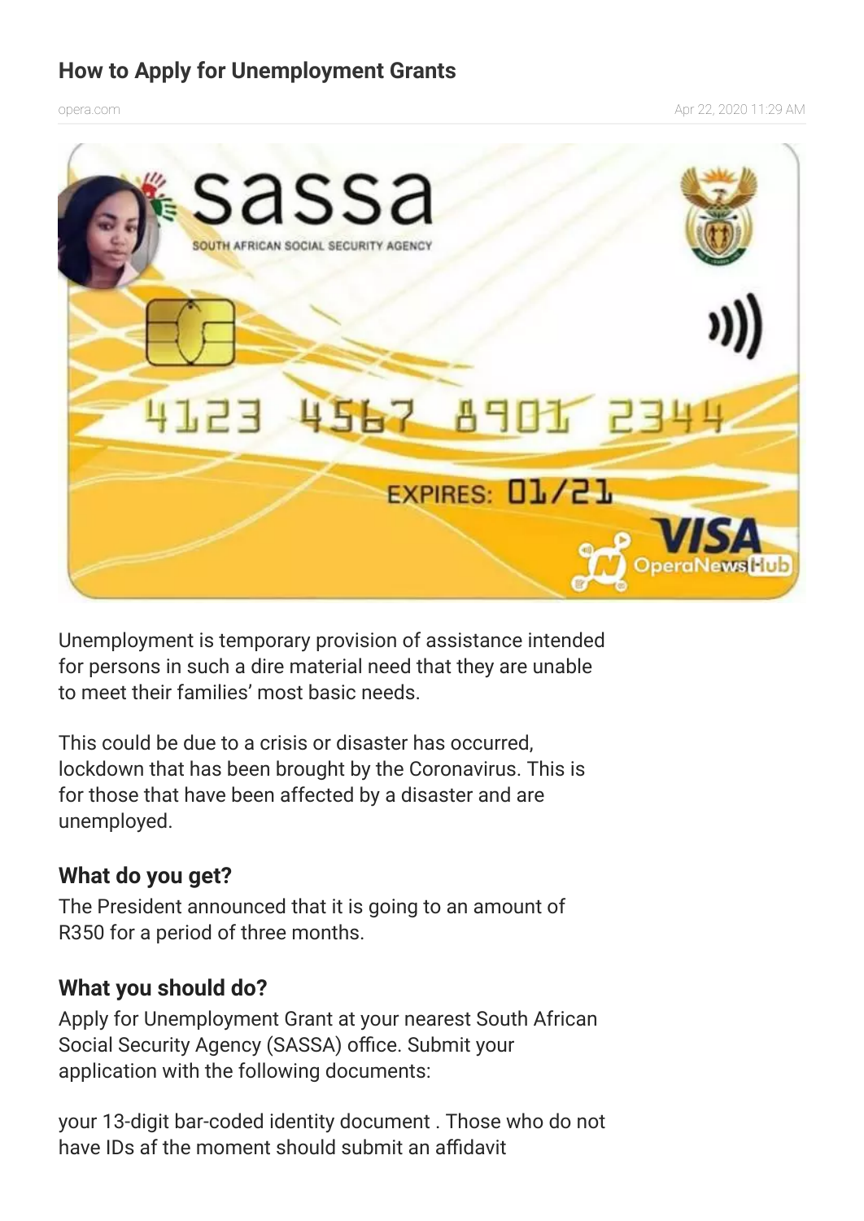# How to Apply for Unemployment Grants

opera.com

Apr 22, 2020 11:29 AM

Unemployment is temporary provision of assistance intended for persons in such a dire material need that they are unable to meet their families' most basic needs.

This could be due to a crisis or disaster has occurred, lockdown that has been brought by the Coronavirus. This is for those that have been affected by a disaster and are unemployed.

### What do you get?

The President announced that it is going to an amount of R350 for a period of three months.

### What you should do?

Apply for Unemployment Grant at your nearest South African Social Security Agency (SASSA) office. Submit your application with the following documents:

your 13-digit bar-coded identity document . Those who do not have IDs af the moment should submit an affidavit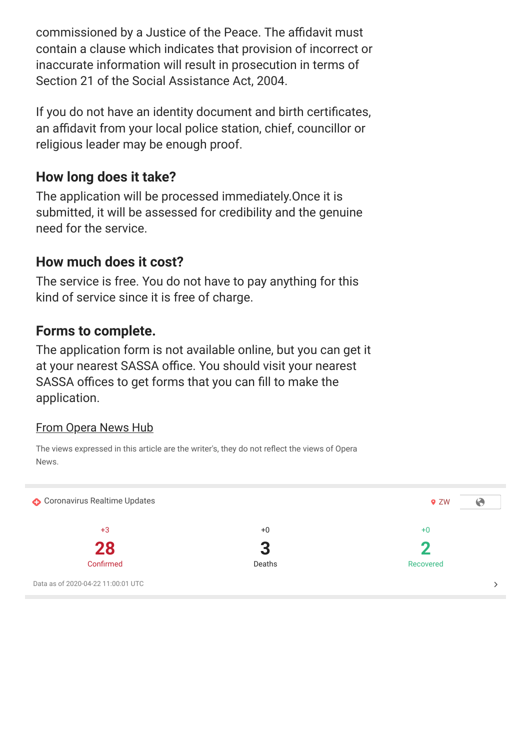commissioned by a Justice of the Peace. The affidavit must contain a clause which indicates that provision of incorrect or inaccurate information will result in prosecution in terms of Section 21 of the Social Assistance Act, 2004.

If you do not have an identity document and birth certificates, an affidavit from your local police station, chief, councillor or religious leader may be enough proof.

## How long does it take?

The application will be processed immediately.Once it is submitted, it will be assessed for credibility and the genuine need for the service.

## How much does it cost?

The service is free. You do not have to pay anything for this kind of service since it is free of charge.

## Forms to complete.

The application form is not available online, but you can get it at your nearest SASSA office. You should visit your nearest SASSA offices to get forms that you can fill to make the application.

From Opera News Hub

The views expressed in this article are the writer's, they do not reflect the views of Opera News.

Coronavirus Realtime Updates

ZW

| +3 | +0 | +0 |
| --- | --- | --- |
| 28 | 3 | 2 |
| Confirmed | Deaths | Recovered |

Data as of 2020-04-22 11:00:01 UTC